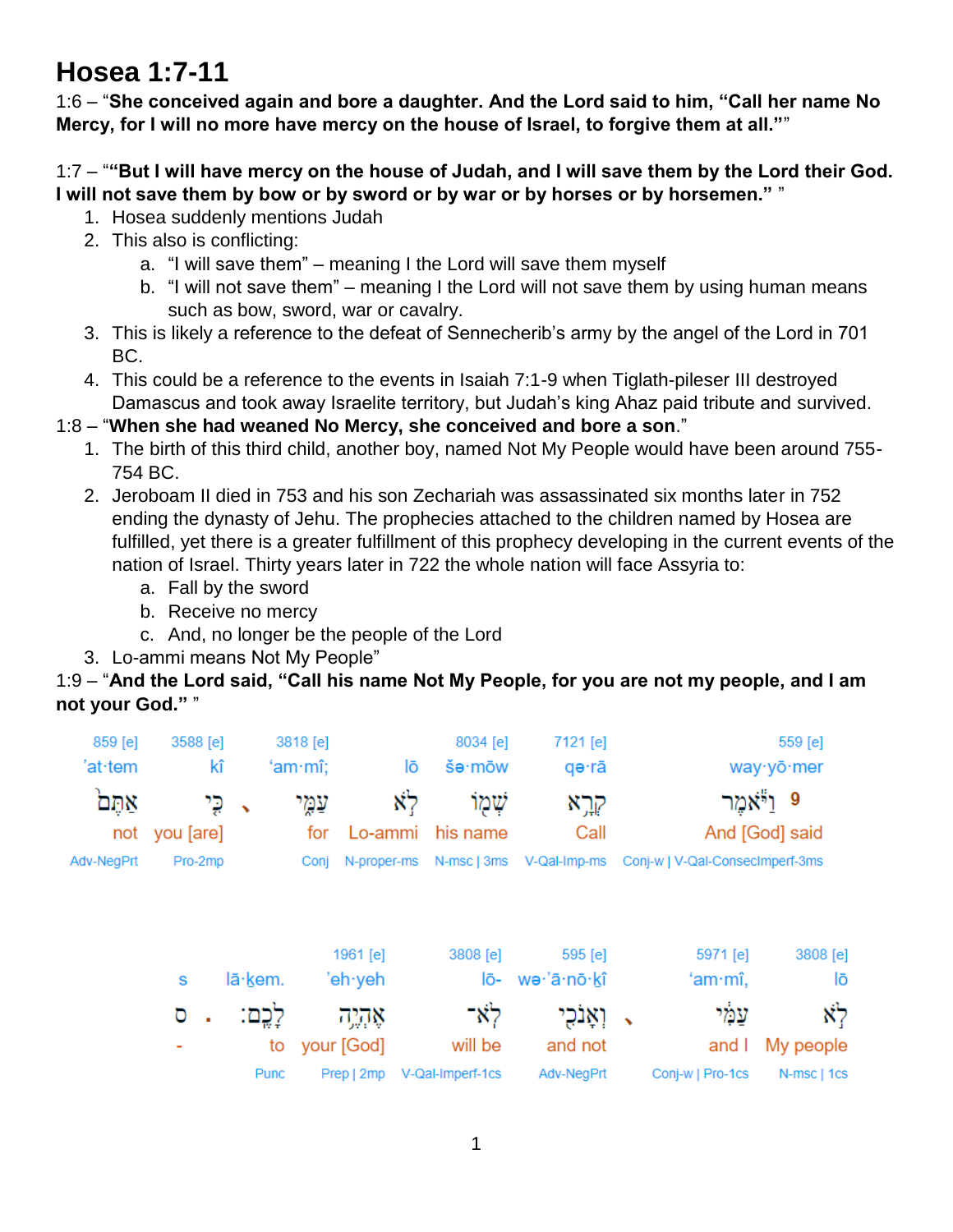# Hosea 1:7-11

1:6 – "**She conceived again and bore a daughter. And the Lord said to him, "Call her name No Mercy, for I will no more have mercy on the house of Israel, to forgive them at all.""**

1:7 – "**"But I will have mercy on the house of Judah, and I will save them by the Lord their God. I will not save them by bow or by sword or by war or by horses or by horsemen."** "

1. Hosea suddenly mentions Judah
2. This also is conflicting:
   a. "I will save them" – meaning I the Lord will save them myself
   b. "I will not save them" – meaning I the Lord will not save them by using human means such as bow, sword, war or cavalry.
3. This is likely a reference to the defeat of Sennecherib's army by the angel of the Lord in 701 BC.
4. This could be a reference to the events in Isaiah 7:1-9 when Tiglath-pileser III destroyed Damascus and took away Israelite territory, but Judah's king Ahaz paid tribute and survived.

1:8 – "**When she had weaned No Mercy, she conceived and bore a son**."

1. The birth of this third child, another boy, named Not My People would have been around 755-754 BC.
2. Jeroboam II died in 753 and his son Zechariah was assassinated six months later in 752 ending the dynasty of Jehu. The prophecies attached to the children named by Hosea are fulfilled, yet there is a greater fulfillment of this prophecy developing in the current events of the nation of Israel. Thirty years later in 722 the whole nation will face Assyria to:
   a. Fall by the sword
   b. Receive no mercy
   c. And, no longer be the people of the Lord
3. Lo-ammi means Not My People"

1:9 – "**And the Lord said, "Call his name Not My People, for you are not my people, and I am not your God."** "

| 859 [e] | 3588 [e] | 3818 [e] | | 8034 [e] | 7121 [e] | 559 [e] |
|---|---|---|---|---|---|---|
| 'at·tem | kî | 'am·mî; | lō | šə·mōw | qə·rā | way·yō·mer |
| אַתֶּם | כִּ֥י | עַמִּ֔י | לֹ֣א | שְׁמ֖וֹ | קְרָ֥א | 9 וַיֹּ֕אמֶר |
| not | you [are] | for | Lo-ammi | his name | Call | And [God] said |
| Adv-NegPrt | Pro-2mp | Conj | N-proper-ms | N-msc \| 3ms | V-Qal-Imp-ms | Conj-w \| V-Qal-ConsecImperf-3ms |

| | | 1961 [e] | 3808 [e] | 595 [e] | 5971 [e] | 3808 [e] |
|---|---|---|---|---|---|---|
| s | lā·ḵem. | 'eh·yeh | lō- | wə·'ā·nō·ḵî | 'am·mî, | lō |
| ס | לָכֶֽם׃ | אֶהְיֶ֥ה | לֹא־ | וְאָנֹכִ֖י | עַמִּ֔י | לֹ֣א |
| - | to | your [God] | will be | and not | and I | My people |
| Punc | Prep \| 2mp | V-Qal-Imperf-1cs | Adv-NegPrt | Conj-w \| Pro-1cs | N-msc \| 1cs | |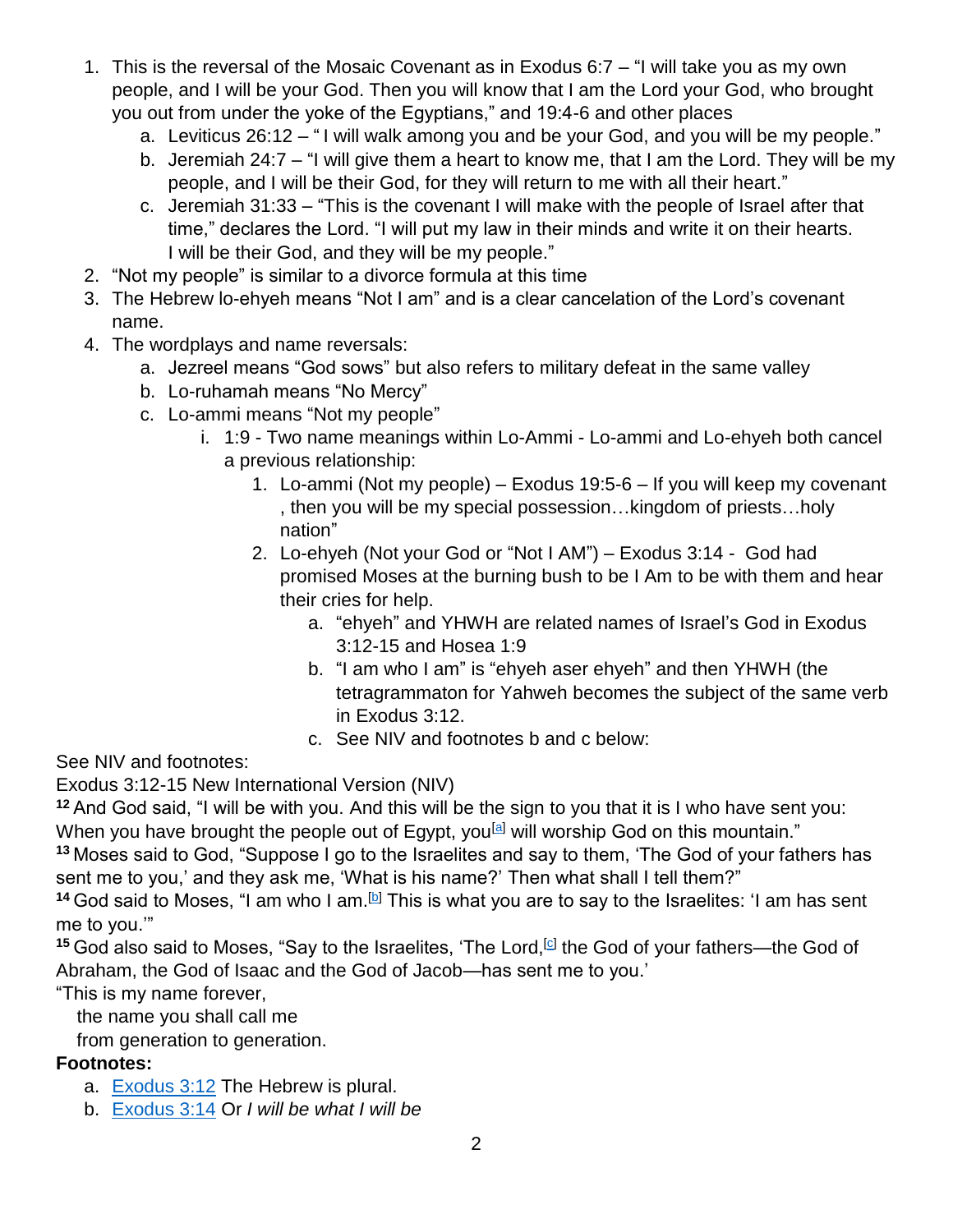1. This is the reversal of the Mosaic Covenant as in Exodus 6:7 – "I will take you as my own people, and I will be your God. Then you will know that I am the Lord your God, who brought you out from under the yoke of the Egyptians," and 19:4-6 and other places
    a. Leviticus 26:12 – " I will walk among you and be your God, and you will be my people."
    b. Jeremiah 24:7 – "I will give them a heart to know me, that I am the Lord. They will be my people, and I will be their God, for they will return to me with all their heart."
    c. Jeremiah 31:33 – "This is the covenant I will make with the people of Israel after that time," declares the Lord. "I will put my law in their minds and write it on their hearts. I will be their God, and they will be my people."
2. "Not my people" is similar to a divorce formula at this time
3. The Hebrew lo-ehyeh means "Not I am" and is a clear cancelation of the Lord's covenant name.
4. The wordplays and name reversals:
    a. Jezreel means "God sows" but also refers to military defeat in the same valley
    b. Lo-ruhamah means "No Mercy"
    c. Lo-ammi means "Not my people"
        i. 1:9 - Two name meanings within Lo-Ammi - Lo-ammi and Lo-ehyeh both cancel a previous relationship:
            1. Lo-ammi (Not my people) – Exodus 19:5-6 – If you will keep my covenant , then you will be my special possession…kingdom of priests…holy nation"
            2. Lo-ehyeh (Not your God or "Not I AM") – Exodus 3:14 - God had promised Moses at the burning bush to be I Am to be with them and hear their cries for help.
                a. "ehyeh" and YHWH are related names of Israel's God in Exodus 3:12-15 and Hosea 1:9
                b. "I am who I am" is "ehyeh aser ehyeh" and then YHWH (the tetragrammaton for Yahweh becomes the subject of the same verb in Exodus 3:12.
                c. See NIV and footnotes b and c below:

See NIV and footnotes:

Exodus 3:12-15 New International Version (NIV)

**12** And God said, "I will be with you. And this will be the sign to you that it is I who have sent you: When you have brought the people out of Egypt, you[a] will worship God on this mountain."

**13** Moses said to God, "Suppose I go to the Israelites and say to them, 'The God of your fathers has sent me to you,' and they ask me, 'What is his name?' Then what shall I tell them?"

**14** God said to Moses, "I am who I am.[b] This is what you are to say to the Israelites: 'I am has sent me to you.'"

**15** God also said to Moses, "Say to the Israelites, 'The Lord,[c] the God of your fathers—the God of Abraham, the God of Isaac and the God of Jacob—has sent me to you.'

"This is my name forever,
  the name you shall call me
  from generation to generation.

**Footnotes:**

a. Exodus 3:12 The Hebrew is plural.
b. Exodus 3:14 Or *I will be what I will be*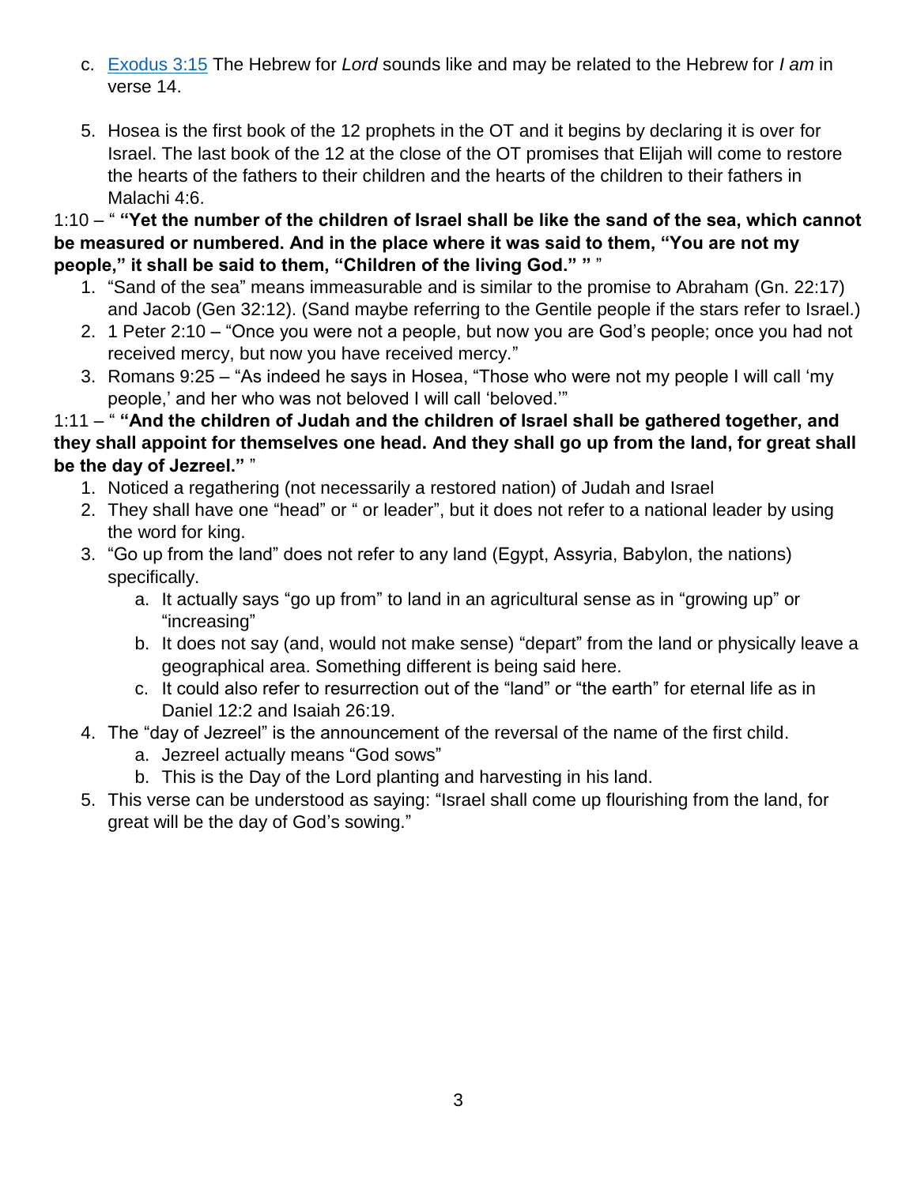c. [Exodus 3:15](#) The Hebrew for *Lord* sounds like and may be related to the Hebrew for *I am* in verse 14.

5. Hosea is the first book of the 12 prophets in the OT and it begins by declaring it is over for Israel. The last book of the 12 at the close of the OT promises that Elijah will come to restore the hearts of the fathers to their children and the hearts of the children to their fathers in Malachi 4:6.

1:10 – " **"Yet the number of the children of Israel shall be like the sand of the sea, which cannot be measured or numbered. And in the place where it was said to them, "You are not my people," it shall be said to them, "Children of the living God." "** "

1. "Sand of the sea" means immeasurable and is similar to the promise to Abraham (Gn. 22:17) and Jacob (Gen 32:12). (Sand maybe referring to the Gentile people if the stars refer to Israel.)
2. 1 Peter 2:10 – "Once you were not a people, but now you are God's people; once you had not received mercy, but now you have received mercy."
3. Romans 9:25 – "As indeed he says in Hosea, "Those who were not my people I will call 'my people,' and her who was not beloved I will call 'beloved.'"

1:11 – " **"And the children of Judah and the children of Israel shall be gathered together, and they shall appoint for themselves one head. And they shall go up from the land, for great shall be the day of Jezreel."** "

1. Noticed a regathering (not necessarily a restored nation) of Judah and Israel
2. They shall have one "head" or " or leader", but it does not refer to a national leader by using the word for king.
3. "Go up from the land" does not refer to any land (Egypt, Assyria, Babylon, the nations) specifically.
   a. It actually says "go up from" to land in an agricultural sense as in "growing up" or "increasing"
   b. It does not say (and, would not make sense) "depart" from the land or physically leave a geographical area. Something different is being said here.
   c. It could also refer to resurrection out of the "land" or "the earth" for eternal life as in Daniel 12:2 and Isaiah 26:19.
4. The "day of Jezreel" is the announcement of the reversal of the name of the first child.
   a. Jezreel actually means "God sows"
   b. This is the Day of the Lord planting and harvesting in his land.
5. This verse can be understood as saying: "Israel shall come up flourishing from the land, for great will be the day of God's sowing."